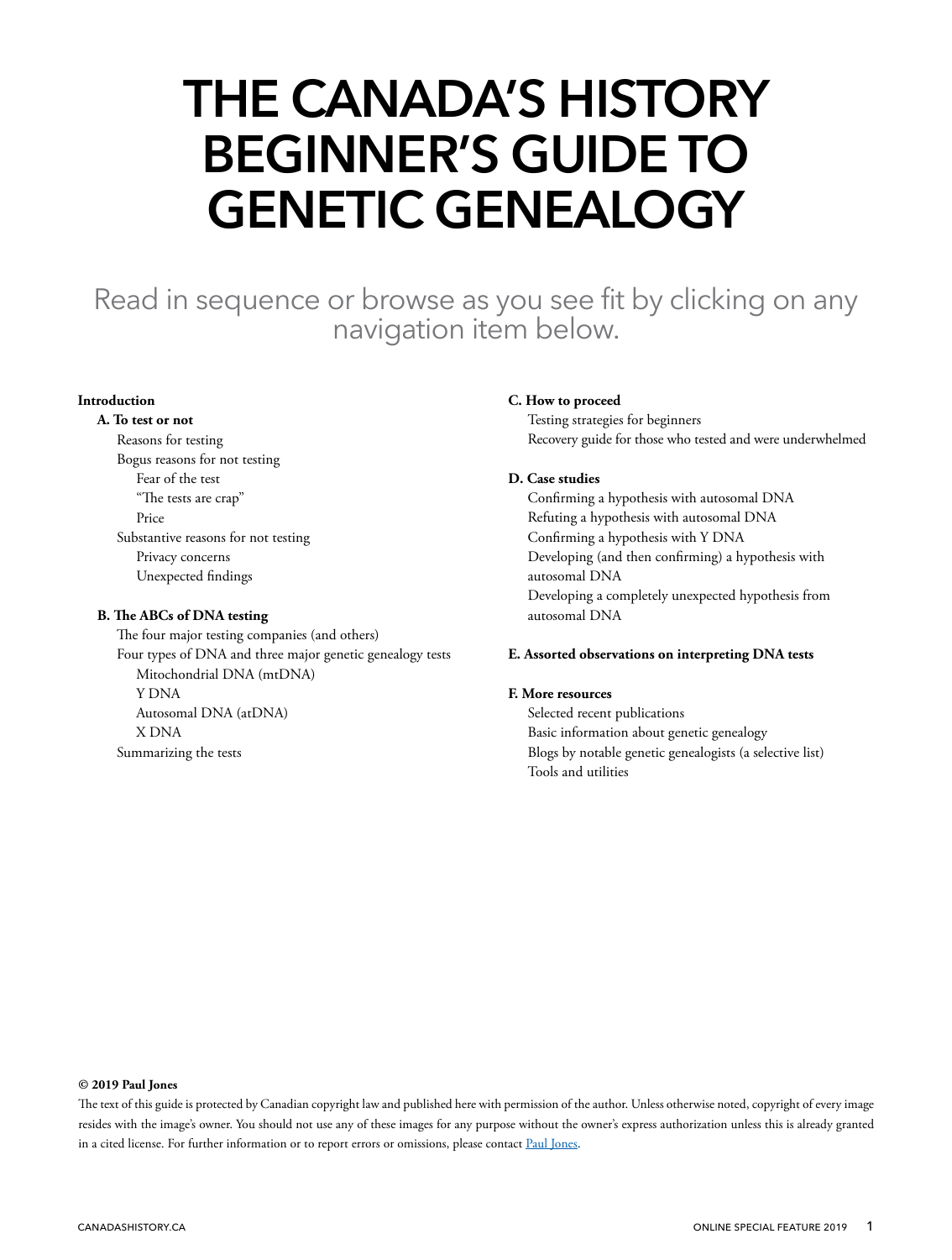# THE CANADA'S HISTORY BEGINNER'S GUIDE TO GENETIC GENEALOGY

Read in sequence or browse as you see fit by clicking on any navigation item below.

**Introduction**

- **A. To test or not**
  - Reasons for testing
  - Bogus reasons for not testing
    - Fear of the test
    - "The tests are crap"
    - Price
  - Substantive reasons for not testing
    - Privacy concerns
    - Unexpected findings
- **B. The ABCs of DNA testing**
  - The four major testing companies (and others)
  - Four types of DNA and three major genetic genealogy tests
    - Mitochondrial DNA (mtDNA)
    - Y DNA
    - Autosomal DNA (atDNA)
    - X DNA
  - Summarizing the tests
- **C. How to proceed**
  - Testing strategies for beginners
  - Recovery guide for those who tested and were underwhelmed
- **D. Case studies**
  - Confirming a hypothesis with autosomal DNA
  - Refuting a hypothesis with autosomal DNA
  - Confirming a hypothesis with Y DNA
  - Developing (and then confirming) a hypothesis with autosomal DNA
  - Developing a completely unexpected hypothesis from autosomal DNA
- **E. Assorted observations on interpreting DNA tests**
- **F. More resources**
  - Selected recent publications
  - Basic information about genetic genealogy
  - Blogs by notable genetic genealogists (a selective list)
  - Tools and utilities

**© 2019 Paul Jones**

The text of this guide is protected by Canadian copyright law and published here with permission of the author. Unless otherwise noted, copyright of every image resides with the image's owner. You should not use any of these images for any purpose without the owner's express authorization unless this is already granted in a cited license. For further information or to report errors or omissions, please contact Paul Jones.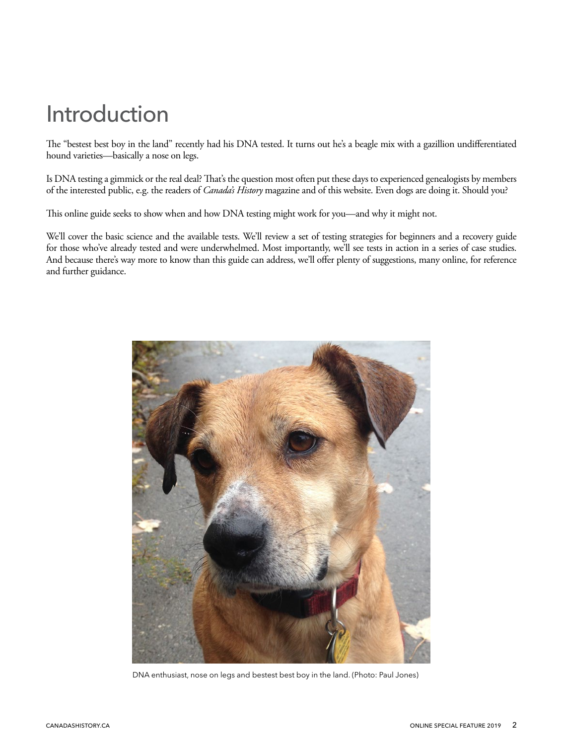# Introduction

The "bestest best boy in the land" recently had his DNA tested. It turns out he's a beagle mix with a gazillion undifferentiated hound varieties—basically a nose on legs.

Is DNA testing a gimmick or the real deal? That's the question most often put these days to experienced genealogists by members of the interested public, e.g. the readers of *Canada's History* magazine and of this website. Even dogs are doing it. Should you?

This online guide seeks to show when and how DNA testing might work for you—and why it might not.

We'll cover the basic science and the available tests. We'll review a set of testing strategies for beginners and a recovery guide for those who've already tested and were underwhelmed. Most importantly, we'll see tests in action in a series of case studies. And because there's way more to know than this guide can address, we'll offer plenty of suggestions, many online, for reference and further guidance.

DNA enthusiast, nose on legs and bestest best boy in the land. (Photo: Paul Jones)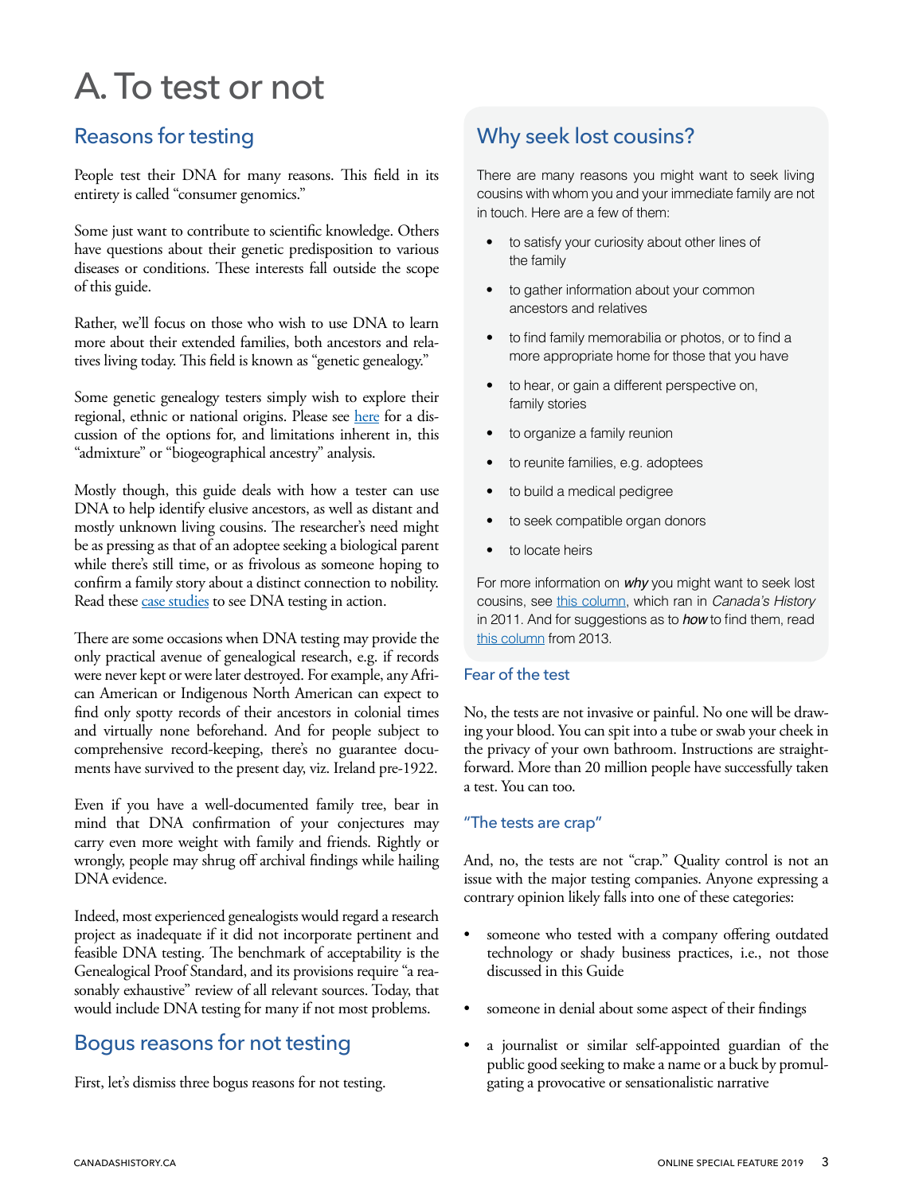# A. To test or not

## Reasons for testing

People test their DNA for many reasons. This field in its entirety is called "consumer genomics."

Some just want to contribute to scientific knowledge. Others have questions about their genetic predisposition to various diseases or conditions. These interests fall outside the scope of this guide.

Rather, we'll focus on those who wish to use DNA to learn more about their extended families, both ancestors and relatives living today. This field is known as "genetic genealogy."

Some genetic genealogy testers simply wish to explore their regional, ethnic or national origins. Please see here for a discussion of the options for, and limitations inherent in, this "admixture" or "biogeographical ancestry" analysis.

Mostly though, this guide deals with how a tester can use DNA to help identify elusive ancestors, as well as distant and mostly unknown living cousins. The researcher's need might be as pressing as that of an adoptee seeking a biological parent while there's still time, or as frivolous as someone hoping to confirm a family story about a distinct connection to nobility. Read these case studies to see DNA testing in action.

There are some occasions when DNA testing may provide the only practical avenue of genealogical research, e.g. if records were never kept or were later destroyed. For example, any African American or Indigenous North American can expect to find only spotty records of their ancestors in colonial times and virtually none beforehand. And for people subject to comprehensive record-keeping, there's no guarantee documents have survived to the present day, viz. Ireland pre-1922.

Even if you have a well-documented family tree, bear in mind that DNA confirmation of your conjectures may carry even more weight with family and friends. Rightly or wrongly, people may shrug off archival findings while hailing DNA evidence.

Indeed, most experienced genealogists would regard a research project as inadequate if it did not incorporate pertinent and feasible DNA testing. The benchmark of acceptability is the Genealogical Proof Standard, and its provisions require "a reasonably exhaustive" review of all relevant sources. Today, that would include DNA testing for many if not most problems.

## Bogus reasons for not testing

First, let's dismiss three bogus reasons for not testing.

## Why seek lost cousins?

There are many reasons you might want to seek living cousins with whom you and your immediate family are not in touch. Here are a few of them:

- to satisfy your curiosity about other lines of the family
- to gather information about your common ancestors and relatives
- to find family memorabilia or photos, or to find a more appropriate home for those that you have
- to hear, or gain a different perspective on, family stories
- to organize a family reunion
- to reunite families, e.g. adoptees
- to build a medical pedigree
- to seek compatible organ donors
- to locate heirs

For more information on ***why*** you might want to seek lost cousins, see this column, which ran in *Canada's History* in 2011. And for suggestions as to ***how*** to find them, read this column from 2013.

### Fear of the test

No, the tests are not invasive or painful. No one will be drawing your blood. You can spit into a tube or swab your cheek in the privacy of your own bathroom. Instructions are straightforward. More than 20 million people have successfully taken a test. You can too.

### "The tests are crap"

And, no, the tests are not "crap." Quality control is not an issue with the major testing companies. Anyone expressing a contrary opinion likely falls into one of these categories:

- someone who tested with a company offering outdated technology or shady business practices, i.e., not those discussed in this Guide
- someone in denial about some aspect of their findings
- a journalist or similar self-appointed guardian of the public good seeking to make a name or a buck by promulgating a provocative or sensationalistic narrative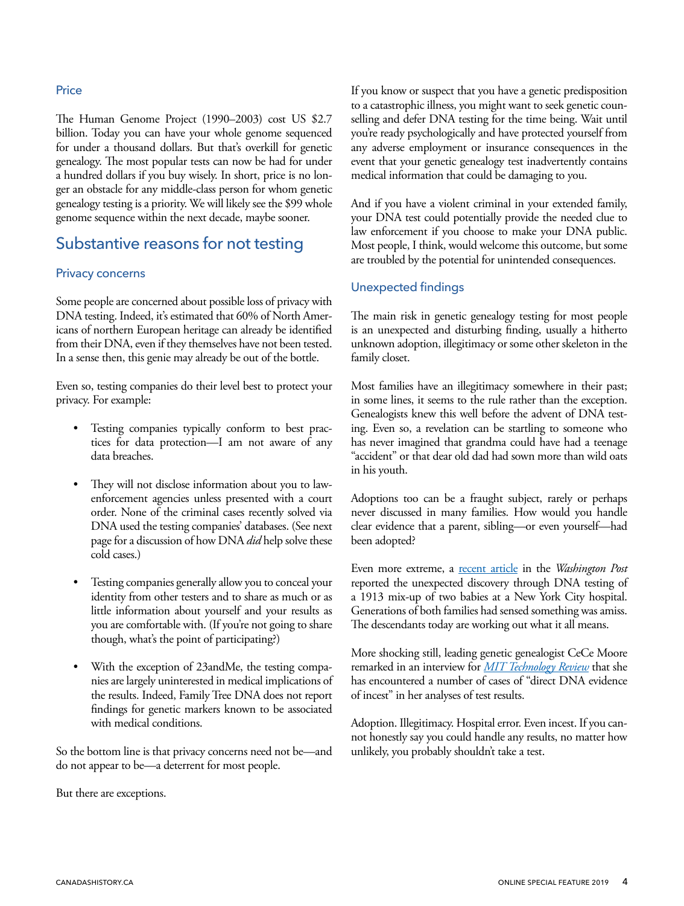### Price

The Human Genome Project (1990–2003) cost US $2.7 billion. Today you can have your whole genome sequenced for under a thousand dollars. But that's overkill for genetic genealogy. The most popular tests can now be had for under a hundred dollars if you buy wisely. In short, price is no longer an obstacle for any middle-class person for whom genetic genealogy testing is a priority. We will likely see the $99 whole genome sequence within the next decade, maybe sooner.

## Substantive reasons for not testing

### Privacy concerns

Some people are concerned about possible loss of privacy with DNA testing. Indeed, it's estimated that 60% of North Americans of northern European heritage can already be identified from their DNA, even if they themselves have not been tested. In a sense then, this genie may already be out of the bottle.

Even so, testing companies do their level best to protect your privacy. For example:

- Testing companies typically conform to best practices for data protection—I am not aware of any data breaches.
- They will not disclose information about you to law-enforcement agencies unless presented with a court order. None of the criminal cases recently solved via DNA used the testing companies' databases. (See next page for a discussion of how DNA *did* help solve these cold cases.)
- Testing companies generally allow you to conceal your identity from other testers and to share as much or as little information about yourself and your results as you are comfortable with. (If you're not going to share though, what's the point of participating?)
- With the exception of 23andMe, the testing companies are largely uninterested in medical implications of the results. Indeed, Family Tree DNA does not report findings for genetic markers known to be associated with medical conditions.

So the bottom line is that privacy concerns need not be—and do not appear to be—a deterrent for most people.

But there are exceptions.

If you know or suspect that you have a genetic predisposition to a catastrophic illness, you might want to seek genetic counselling and defer DNA testing for the time being. Wait until you're ready psychologically and have protected yourself from any adverse employment or insurance consequences in the event that your genetic genealogy test inadvertently contains medical information that could be damaging to you.

And if you have a violent criminal in your extended family, your DNA test could potentially provide the needed clue to law enforcement if you choose to make your DNA public. Most people, I think, would welcome this outcome, but some are troubled by the potential for unintended consequences.

### Unexpected findings

The main risk in genetic genealogy testing for most people is an unexpected and disturbing finding, usually a hitherto unknown adoption, illegitimacy or some other skeleton in the family closet.

Most families have an illegitimacy somewhere in their past; in some lines, it seems to the rule rather than the exception. Genealogists knew this well before the advent of DNA testing. Even so, a revelation can be startling to someone who has never imagined that grandma could have had a teenage "accident" or that dear old dad had sown more than wild oats in his youth.

Adoptions too can be a fraught subject, rarely or perhaps never discussed in many families. How would you handle clear evidence that a parent, sibling—or even yourself—had been adopted?

Even more extreme, a recent article in the *Washington Post* reported the unexpected discovery through DNA testing of a 1913 mix-up of two babies at a New York City hospital. Generations of both families had sensed something was amiss. The descendants today are working out what it all means.

More shocking still, leading genetic genealogist CeCe Moore remarked in an interview for *MIT Technology Review* that she has encountered a number of cases of "direct DNA evidence of incest" in her analyses of test results.

Adoption. Illegitimacy. Hospital error. Even incest. If you cannot honestly say you could handle any results, no matter how unlikely, you probably shouldn't take a test.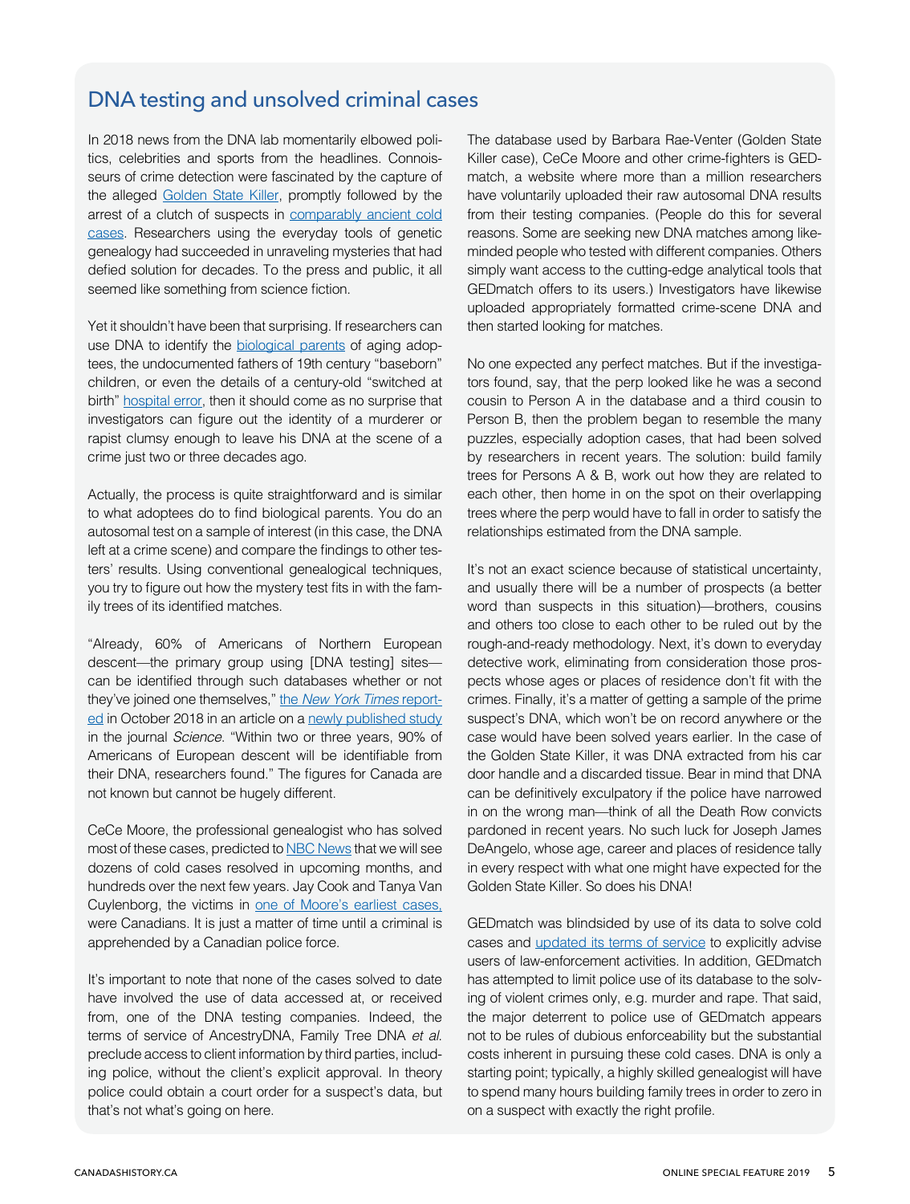## DNA testing and unsolved criminal cases

In 2018 news from the DNA lab momentarily elbowed politics, celebrities and sports from the headlines. Connoisseurs of crime detection were fascinated by the capture of the alleged Golden State Killer, promptly followed by the arrest of a clutch of suspects in comparably ancient cold cases. Researchers using the everyday tools of genetic genealogy had succeeded in unraveling mysteries that had defied solution for decades. To the press and public, it all seemed like something from science fiction.

Yet it shouldn't have been that surprising. If researchers can use DNA to identify the biological parents of aging adoptees, the undocumented fathers of 19th century "baseborn" children, or even the details of a century-old "switched at birth" hospital error, then it should come as no surprise that investigators can figure out the identity of a murderer or rapist clumsy enough to leave his DNA at the scene of a crime just two or three decades ago.

Actually, the process is quite straightforward and is similar to what adoptees do to find biological parents. You do an autosomal test on a sample of interest (in this case, the DNA left at a crime scene) and compare the findings to other testers' results. Using conventional genealogical techniques, you try to figure out how the mystery test fits in with the family trees of its identified matches.

"Already, 60% of Americans of Northern European descent—the primary group using [DNA testing] sites—can be identified through such databases whether or not they've joined one themselves," the *New York Times* reported in October 2018 in an article on a newly published study in the journal *Science*. "Within two or three years, 90% of Americans of European descent will be identifiable from their DNA, researchers found." The figures for Canada are not known but cannot be hugely different.

CeCe Moore, the professional genealogist who has solved most of these cases, predicted to NBC News that we will see dozens of cold cases resolved in upcoming months, and hundreds over the next few years. Jay Cook and Tanya Van Cuylenborg, the victims in one of Moore's earliest cases, were Canadians. It is just a matter of time until a criminal is apprehended by a Canadian police force.

It's important to note that none of the cases solved to date have involved the use of data accessed at, or received from, one of the DNA testing companies. Indeed, the terms of service of AncestryDNA, Family Tree DNA *et al.* preclude access to client information by third parties, including police, without the client's explicit approval. In theory police could obtain a court order for a suspect's data, but that's not what's going on here.

The database used by Barbara Rae-Venter (Golden State Killer case), CeCe Moore and other crime-fighters is GEDmatch, a website where more than a million researchers have voluntarily uploaded their raw autosomal DNA results from their testing companies. (People do this for several reasons. Some are seeking new DNA matches among like-minded people who tested with different companies. Others simply want access to the cutting-edge analytical tools that GEDmatch offers to its users.) Investigators have likewise uploaded appropriately formatted crime-scene DNA and then started looking for matches.

No one expected any perfect matches. But if the investigators found, say, that the perp looked like he was a second cousin to Person A in the database and a third cousin to Person B, then the problem began to resemble the many puzzles, especially adoption cases, that had been solved by researchers in recent years. The solution: build family trees for Persons A & B, work out how they are related to each other, then home in on the spot on their overlapping trees where the perp would have to fall in order to satisfy the relationships estimated from the DNA sample.

It's not an exact science because of statistical uncertainty, and usually there will be a number of prospects (a better word than suspects in this situation)—brothers, cousins and others too close to each other to be ruled out by the rough-and-ready methodology. Next, it's down to everyday detective work, eliminating from consideration those prospects whose ages or places of residence don't fit with the crimes. Finally, it's a matter of getting a sample of the prime suspect's DNA, which won't be on record anywhere or the case would have been solved years earlier. In the case of the Golden State Killer, it was DNA extracted from his car door handle and a discarded tissue. Bear in mind that DNA can be definitively exculpatory if the police have narrowed in on the wrong man—think of all the Death Row convicts pardoned in recent years. No such luck for Joseph James DeAngelo, whose age, career and places of residence tally in every respect with what one might have expected for the Golden State Killer. So does his DNA!

GEDmatch was blindsided by use of its data to solve cold cases and updated its terms of service to explicitly advise users of law-enforcement activities. In addition, GEDmatch has attempted to limit police use of its database to the solving of violent crimes only, e.g. murder and rape. That said, the major deterrent to police use of GEDmatch appears not to be rules of dubious enforceability but the substantial costs inherent in pursuing these cold cases. DNA is only a starting point; typically, a highly skilled genealogist will have to spend many hours building family trees in order to zero in on a suspect with exactly the right profile.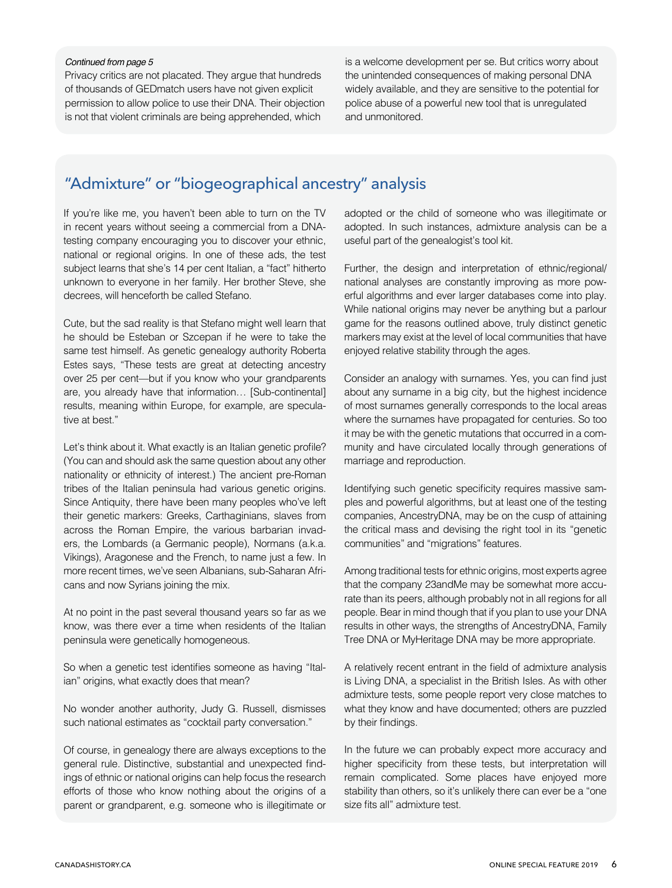*Continued from page 5*

Privacy critics are not placated. They argue that hundreds of thousands of GEDmatch users have not given explicit permission to allow police to use their DNA. Their objection is not that violent criminals are being apprehended, which is a welcome development per se. But critics worry about the unintended consequences of making personal DNA widely available, and they are sensitive to the potential for police abuse of a powerful new tool that is unregulated and unmonitored.

## "Admixture" or "biogeographical ancestry" analysis

If you're like me, you haven't been able to turn on the TV in recent years without seeing a commercial from a DNA-testing company encouraging you to discover your ethnic, national or regional origins. In one of these ads, the test subject learns that she's 14 per cent Italian, a "fact" hitherto unknown to everyone in her family. Her brother Steve, she decrees, will henceforth be called Stefano.

Cute, but the sad reality is that Stefano might well learn that he should be Esteban or Szczepan if he were to take the same test himself. As genetic genealogy authority Roberta Estes says, "These tests are great at detecting ancestry over 25 per cent—but if you know who your grandparents are, you already have that information… [Sub-continental] results, meaning within Europe, for example, are speculative at best."

Let's think about it. What exactly is an Italian genetic profile? (You can and should ask the same question about any other nationality or ethnicity of interest.) The ancient pre-Roman tribes of the Italian peninsula had various genetic origins. Since Antiquity, there have been many peoples who've left their genetic markers: Greeks, Carthaginians, slaves from across the Roman Empire, the various barbarian invaders, the Lombards (a Germanic people), Normans (a.k.a. Vikings), Aragonese and the French, to name just a few. In more recent times, we've seen Albanians, sub-Saharan Africans and now Syrians joining the mix.

At no point in the past several thousand years so far as we know, was there ever a time when residents of the Italian peninsula were genetically homogeneous.

So when a genetic test identifies someone as having "Italian" origins, what exactly does that mean?

No wonder another authority, Judy G. Russell, dismisses such national estimates as "cocktail party conversation."

Of course, in genealogy there are always exceptions to the general rule. Distinctive, substantial and unexpected findings of ethnic or national origins can help focus the research efforts of those who know nothing about the origins of a parent or grandparent, e.g. someone who is illegitimate or adopted or the child of someone who was illegitimate or adopted. In such instances, admixture analysis can be a useful part of the genealogist's tool kit.

Further, the design and interpretation of ethnic/regional/national analyses are constantly improving as more powerful algorithms and ever larger databases come into play. While national origins may never be anything but a parlour game for the reasons outlined above, truly distinct genetic markers may exist at the level of local communities that have enjoyed relative stability through the ages.

Consider an analogy with surnames. Yes, you can find just about any surname in a big city, but the highest incidence of most surnames generally corresponds to the local areas where the surnames have propagated for centuries. So too it may be with the genetic mutations that occurred in a community and have circulated locally through generations of marriage and reproduction.

Identifying such genetic specificity requires massive samples and powerful algorithms, but at least one of the testing companies, AncestryDNA, may be on the cusp of attaining the critical mass and devising the right tool in its "genetic communities" and "migrations" features.

Among traditional tests for ethnic origins, most experts agree that the company 23andMe may be somewhat more accurate than its peers, although probably not in all regions for all people. Bear in mind though that if you plan to use your DNA results in other ways, the strengths of AncestryDNA, Family Tree DNA or MyHeritage DNA may be more appropriate.

A relatively recent entrant in the field of admixture analysis is Living DNA, a specialist in the British Isles. As with other admixture tests, some people report very close matches to what they know and have documented; others are puzzled by their findings.

In the future we can probably expect more accuracy and higher specificity from these tests, but interpretation will remain complicated. Some places have enjoyed more stability than others, so it's unlikely there can ever be a "one size fits all" admixture test.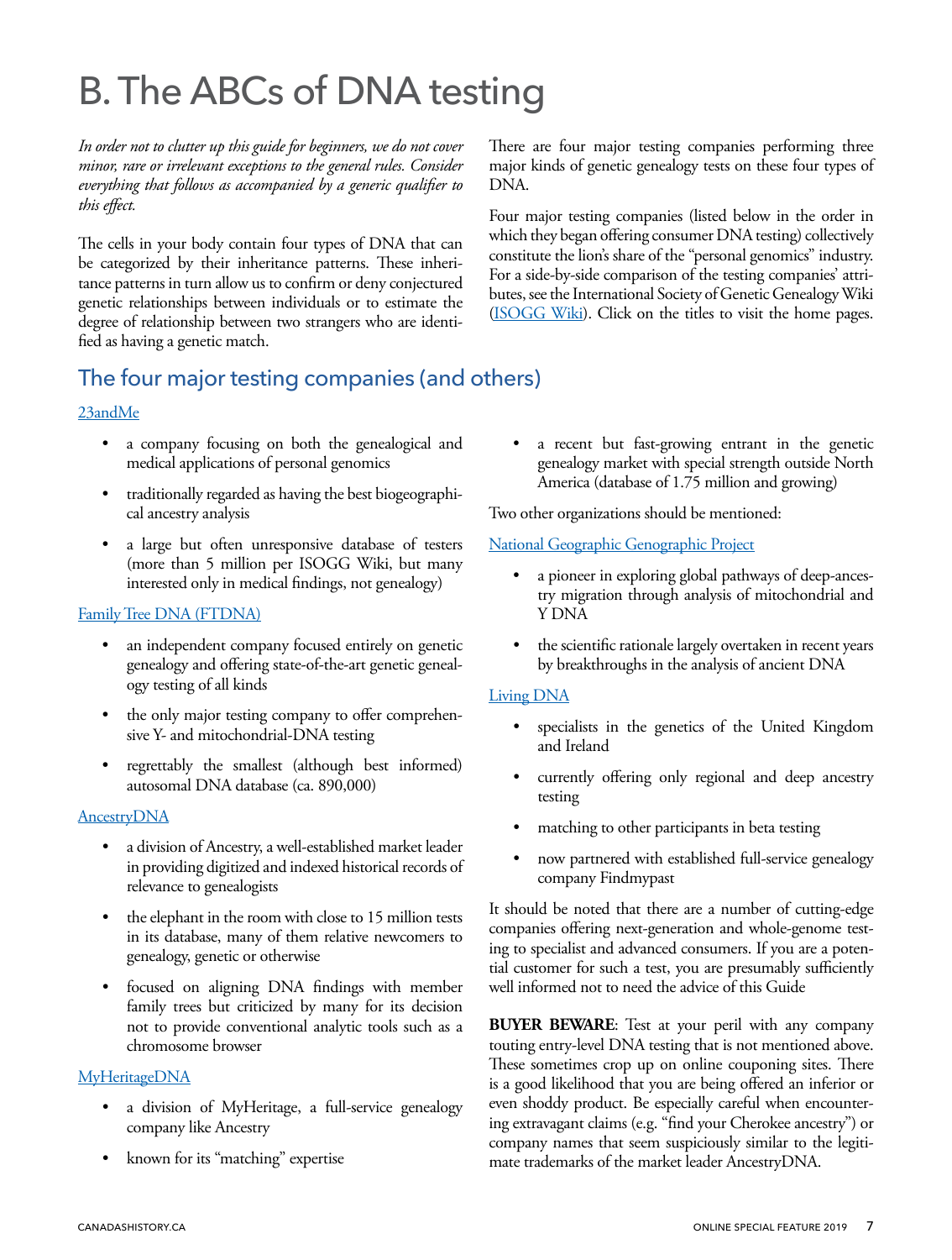# B. The ABCs of DNA testing

*In order not to clutter up this guide for beginners, we do not cover minor, rare or irrelevant exceptions to the general rules. Consider everything that follows as accompanied by a generic qualifier to this effect.*

The cells in your body contain four types of DNA that can be categorized by their inheritance patterns. These inheritance patterns in turn allow us to confirm or deny conjectured genetic relationships between individuals or to estimate the degree of relationship between two strangers who are identified as having a genetic match.

There are four major testing companies performing three major kinds of genetic genealogy tests on these four types of DNA.

Four major testing companies (listed below in the order in which they began offering consumer DNA testing) collectively constitute the lion's share of the "personal genomics" industry. For a side-by-side comparison of the testing companies' attributes, see the International Society of Genetic Genealogy Wiki (ISOGG Wiki). Click on the titles to visit the home pages.

## The four major testing companies (and others)

23andMe

- a company focusing on both the genealogical and medical applications of personal genomics
- traditionally regarded as having the best biogeographical ancestry analysis
- a large but often unresponsive database of testers (more than 5 million per ISOGG Wiki, but many interested only in medical findings, not genealogy)

Family Tree DNA (FTDNA)

- an independent company focused entirely on genetic genealogy and offering state-of-the-art genetic genealogy testing of all kinds
- the only major testing company to offer comprehensive Y- and mitochondrial-DNA testing
- regrettably the smallest (although best informed) autosomal DNA database (ca. 890,000)

AncestryDNA

- a division of Ancestry, a well-established market leader in providing digitized and indexed historical records of relevance to genealogists
- the elephant in the room with close to 15 million tests in its database, many of them relative newcomers to genealogy, genetic or otherwise
- focused on aligning DNA findings with member family trees but criticized by many for its decision not to provide conventional analytic tools such as a chromosome browser

MyHeritageDNA

- a division of MyHeritage, a full-service genealogy company like Ancestry
- known for its "matching" expertise
- a recent but fast-growing entrant in the genetic genealogy market with special strength outside North America (database of 1.75 million and growing)

Two other organizations should be mentioned:

National Geographic Genographic Project

- a pioneer in exploring global pathways of deep-ancestry migration through analysis of mitochondrial and Y DNA
- the scientific rationale largely overtaken in recent years by breakthroughs in the analysis of ancient DNA

Living DNA

- specialists in the genetics of the United Kingdom and Ireland
- currently offering only regional and deep ancestry testing
- matching to other participants in beta testing
- now partnered with established full-service genealogy company Findmypast

It should be noted that there are a number of cutting-edge companies offering next-generation and whole-genome testing to specialist and advanced consumers. If you are a potential customer for such a test, you are presumably sufficiently well informed not to need the advice of this Guide

**BUYER BEWARE**: Test at your peril with any company touting entry-level DNA testing that is not mentioned above. These sometimes crop up on online couponing sites. There is a good likelihood that you are being offered an inferior or even shoddy product. Be especially careful when encountering extravagant claims (e.g. "find your Cherokee ancestry") or company names that seem suspiciously similar to the legitimate trademarks of the market leader AncestryDNA.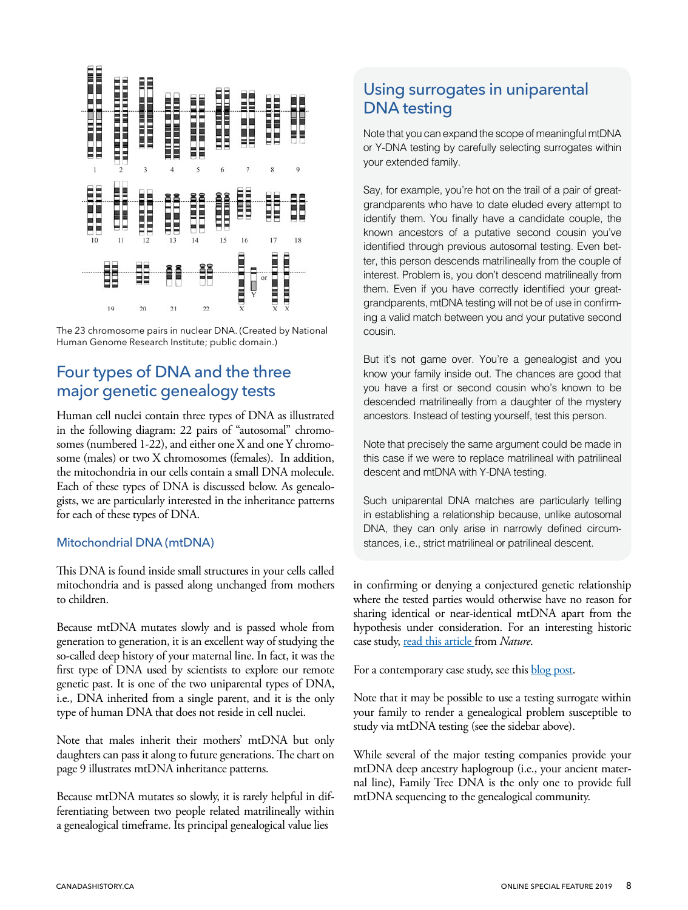The 23 chromosome pairs in nuclear DNA. (Created by National Human Genome Research Institute; public domain.)

## Four types of DNA and the three major genetic genealogy tests

Human cell nuclei contain three types of DNA as illustrated in the following diagram: 22 pairs of "autosomal" chromosomes (numbered 1-22), and either one X and one Y chromosome (males) or two X chromosomes (females). In addition, the mitochondria in our cells contain a small DNA molecule. Each of these types of DNA is discussed below. As genealogists, we are particularly interested in the inheritance patterns for each of these types of DNA.

### Mitochondrial DNA (mtDNA)

This DNA is found inside small structures in your cells called mitochondria and is passed along unchanged from mothers to children.

Because mtDNA mutates slowly and is passed whole from generation to generation, it is an excellent way of studying the so-called deep history of your maternal line. In fact, it was the first type of DNA used by scientists to explore our remote genetic past. It is one of the two uniparental types of DNA, i.e., DNA inherited from a single parent, and it is the only type of human DNA that does not reside in cell nuclei.

Note that males inherit their mothers' mtDNA but only daughters can pass it along to future generations. The chart on page 9 illustrates mtDNA inheritance patterns.

Because mtDNA mutates so slowly, it is rarely helpful in differentiating between two people related matrilineally within a genealogical timeframe. Its principal genealogical value lies in confirming or denying a conjectured genetic relationship where the tested parties would otherwise have no reason for sharing identical or near-identical mtDNA apart from the hypothesis under consideration. For an interesting historic case study, [read this article](#) from *Nature*.

For a contemporary case study, see this [blog post](#).

Note that it may be possible to use a testing surrogate within your family to render a genealogical problem susceptible to study via mtDNA testing (see the sidebar above).

While several of the major testing companies provide your mtDNA deep ancestry haplogroup (i.e., your ancient maternal line), Family Tree DNA is the only one to provide full mtDNA sequencing to the genealogical community.

## Using surrogates in uniparental DNA testing

Note that you can expand the scope of meaningful mtDNA or Y-DNA testing by carefully selecting surrogates within your extended family.

Say, for example, you're hot on the trail of a pair of great-grandparents who have to date eluded every attempt to identify them. You finally have a candidate couple, the known ancestors of a putative second cousin you've identified through previous autosomal testing. Even better, this person descends matrilineally from the couple of interest. Problem is, you don't descend matrilineally from them. Even if you have correctly identified your great-grandparents, mtDNA testing will not be of use in confirming a valid match between you and your putative second cousin.

But it's not game over. You're a genealogist and you know your family inside out. The chances are good that you have a first or second cousin who's known to be descended matrilineally from a daughter of the mystery ancestors. Instead of testing yourself, test this person.

Note that precisely the same argument could be made in this case if we were to replace matrilineal with patrilineal descent and mtDNA with Y-DNA testing.

Such uniparental DNA matches are particularly telling in establishing a relationship because, unlike autosomal DNA, they can only arise in narrowly defined circumstances, i.e., strict matrilineal or patrilineal descent.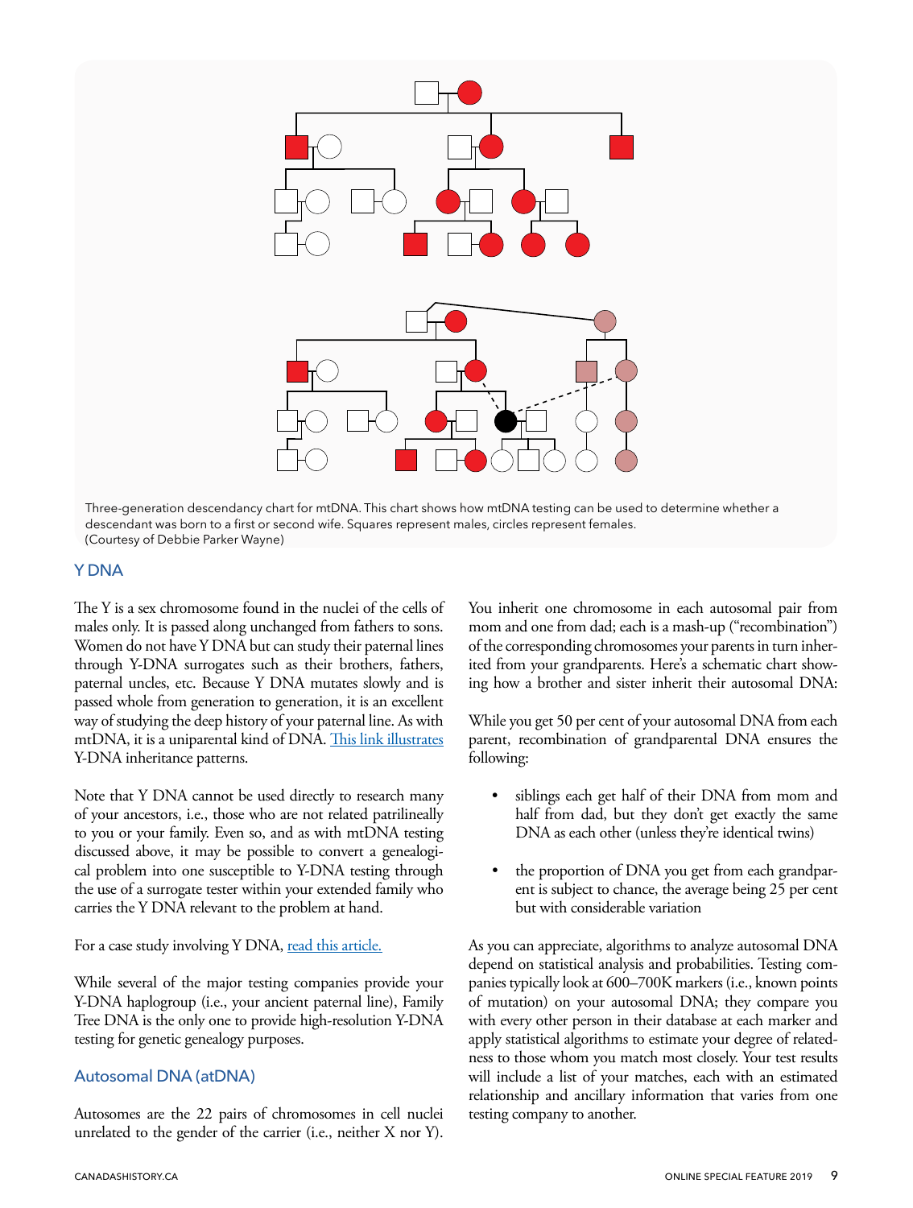Three-generation descendancy chart for mtDNA. This chart shows how mtDNA testing can be used to determine whether a descendant was born to a first or second wife. Squares represent males, circles represent females.
(Courtesy of Debbie Parker Wayne)

## Y DNA

The Y is a sex chromosome found in the nuclei of the cells of males only. It is passed along unchanged from fathers to sons. Women do not have Y DNA but can study their paternal lines through Y-DNA surrogates such as their brothers, fathers, paternal uncles, etc. Because Y DNA mutates slowly and is passed whole from generation to generation, it is an excellent way of studying the deep history of your paternal line. As with mtDNA, it is a uniparental kind of DNA. This link illustrates Y-DNA inheritance patterns.

Note that Y DNA cannot be used directly to research many of your ancestors, i.e., those who are not related patrilineally to you or your family. Even so, and as with mtDNA testing discussed above, it may be possible to convert a genealogical problem into one susceptible to Y-DNA testing through the use of a surrogate tester within your extended family who carries the Y DNA relevant to the problem at hand.

For a case study involving Y DNA, read this article.

While several of the major testing companies provide your Y-DNA haplogroup (i.e., your ancient paternal line), Family Tree DNA is the only one to provide high-resolution Y-DNA testing for genetic genealogy purposes.

## Autosomal DNA (atDNA)

Autosomes are the 22 pairs of chromosomes in cell nuclei unrelated to the gender of the carrier (i.e., neither X nor Y). You inherit one chromosome in each autosomal pair from mom and one from dad; each is a mash-up ("recombination") of the corresponding chromosomes your parents in turn inherited from your grandparents. Here's a schematic chart showing how a brother and sister inherit their autosomal DNA:

While you get 50 per cent of your autosomal DNA from each parent, recombination of grandparental DNA ensures the following:

- siblings each get half of their DNA from mom and half from dad, but they don't get exactly the same DNA as each other (unless they're identical twins)
- the proportion of DNA you get from each grandparent is subject to chance, the average being 25 per cent but with considerable variation

As you can appreciate, algorithms to analyze autosomal DNA depend on statistical analysis and probabilities. Testing companies typically look at 600–700K markers (i.e., known points of mutation) on your autosomal DNA; they compare you with every other person in their database at each marker and apply statistical algorithms to estimate your degree of relatedness to those whom you match most closely. Your test results will include a list of your matches, each with an estimated relationship and ancillary information that varies from one testing company to another.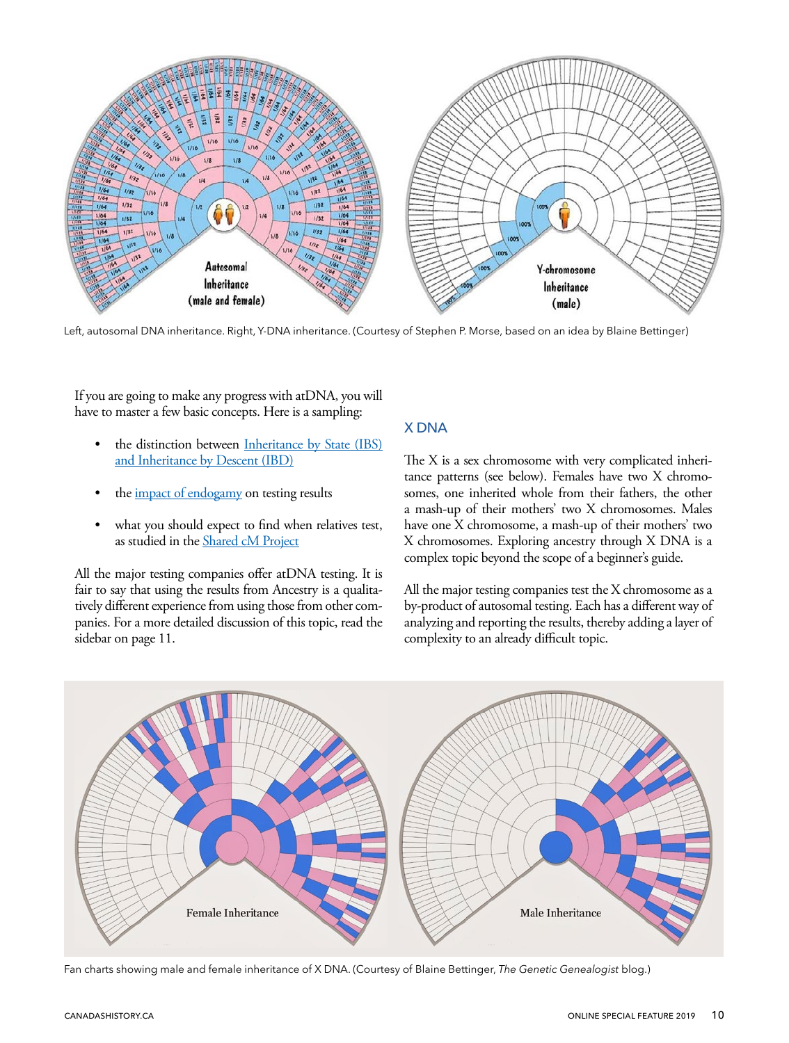Left, autosomal DNA inheritance. Right, Y-DNA inheritance. (Courtesy of Stephen P. Morse, based on an idea by Blaine Bettinger)

If you are going to make any progress with atDNA, you will have to master a few basic concepts. Here is a sampling:

- the distinction between Inheritance by State (IBS) and Inheritance by Descent (IBD)
- the impact of endogamy on testing results
- what you should expect to find when relatives test, as studied in the Shared cM Project

All the major testing companies offer atDNA testing. It is fair to say that using the results from Ancestry is a qualitatively different experience from using those from other companies. For a more detailed discussion of this topic, read the sidebar on page 11.

### X DNA

The X is a sex chromosome with very complicated inheritance patterns (see below). Females have two X chromosomes, one inherited whole from their fathers, the other a mash-up of their mothers' two X chromosomes. Males have one X chromosome, a mash-up of their mothers' two X chromosomes. Exploring ancestry through X DNA is a complex topic beyond the scope of a beginner's guide.

All the major testing companies test the X chromosome as a by-product of autosomal testing. Each has a different way of analyzing and reporting the results, thereby adding a layer of complexity to an already difficult topic.

Fan charts showing male and female inheritance of X DNA. (Courtesy of Blaine Bettinger, *The Genetic Genealogist* blog.)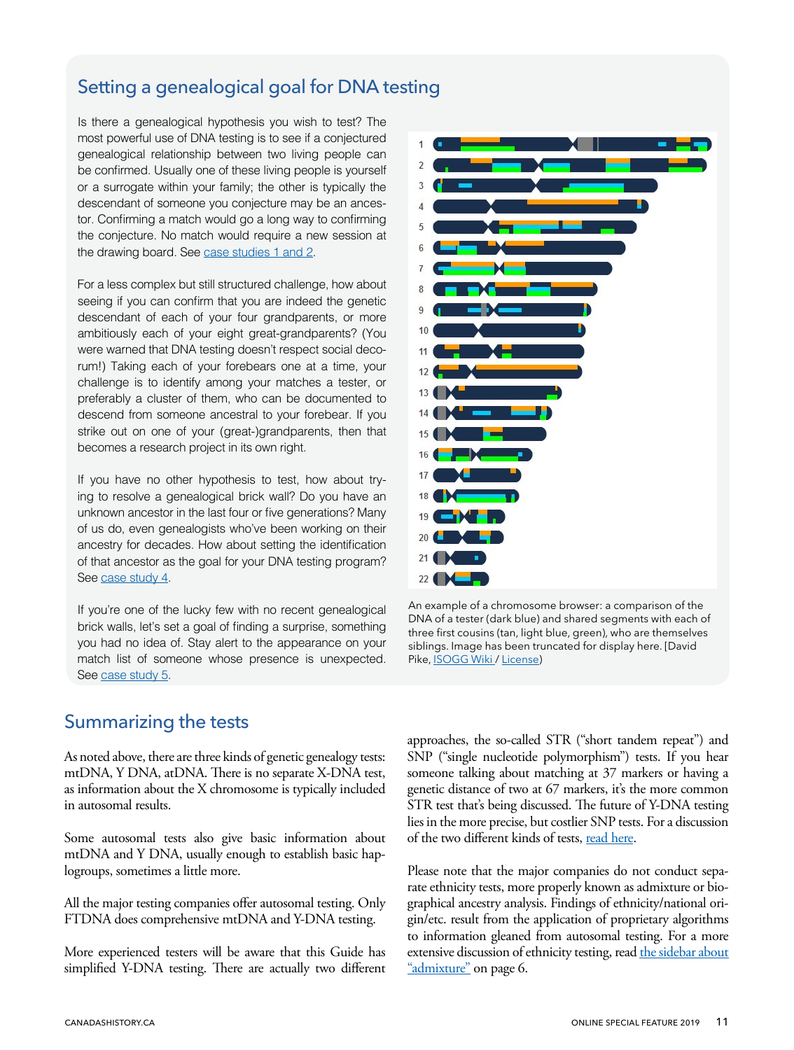## Setting a genealogical goal for DNA testing

Is there a genealogical hypothesis you wish to test? The most powerful use of DNA testing is to see if a conjectured genealogical relationship between two living people can be confirmed. Usually one of these living people is yourself or a surrogate within your family; the other is typically the descendant of someone you conjecture may be an ancestor. Confirming a match would go a long way to confirming the conjecture. No match would require a new session at the drawing board. See [case studies 1 and 2](#).

For a less complex but still structured challenge, how about seeing if you can confirm that you are indeed the genetic descendant of each of your four grandparents, or more ambitiously each of your eight great-grandparents? (You were warned that DNA testing doesn't respect social decorum!) Taking each of your forebears one at a time, your challenge is to identify among your matches a tester, or preferably a cluster of them, who can be documented to descend from someone ancestral to your forebear. If you strike out on one of your (great-)grandparents, then that becomes a research project in its own right.

If you have no other hypothesis to test, how about trying to resolve a genealogical brick wall? Do you have an unknown ancestor in the last four or five generations? Many of us do, even genealogists who've been working on their ancestry for decades. How about setting the identification of that ancestor as the goal for your DNA testing program? See [case study 4](#).

If you're one of the lucky few with no recent genealogical brick walls, let's set a goal of finding a surprise, something you had no idea of. Stay alert to the appearance on your match list of someone whose presence is unexpected. See [case study 5](#).

An example of a chromosome browser: a comparison of the DNA of a tester (dark blue) and shared segments with each of three first cousins (tan, light blue, green), who are themselves siblings. Image has been truncated for display here. [David Pike, [ISOGG Wiki](#) / [License](#))

## Summarizing the tests

As noted above, there are three kinds of genetic genealogy tests: mtDNA, Y DNA, atDNA. There is no separate X-DNA test, as information about the X chromosome is typically included in autosomal results.

Some autosomal tests also give basic information about mtDNA and Y DNA, usually enough to establish basic haplogroups, sometimes a little more.

All the major testing companies offer autosomal testing. Only FTDNA does comprehensive mtDNA and Y-DNA testing.

More experienced testers will be aware that this Guide has simplified Y-DNA testing. There are actually two different approaches, the so-called STR ("short tandem repeat") and SNP ("single nucleotide polymorphism") tests. If you hear someone talking about matching at 37 markers or having a genetic distance of two at 67 markers, it's the more common STR test that's being discussed. The future of Y-DNA testing lies in the more precise, but costlier SNP tests. For a discussion of the two different kinds of tests, [read here](#).

Please note that the major companies do not conduct separate ethnicity tests, more properly known as admixture or biographical ancestry analysis. Findings of ethnicity/national origin/etc. result from the application of proprietary algorithms to information gleaned from autosomal testing. For a more extensive discussion of ethnicity testing, read [the sidebar about "admixture"](#) on page 6.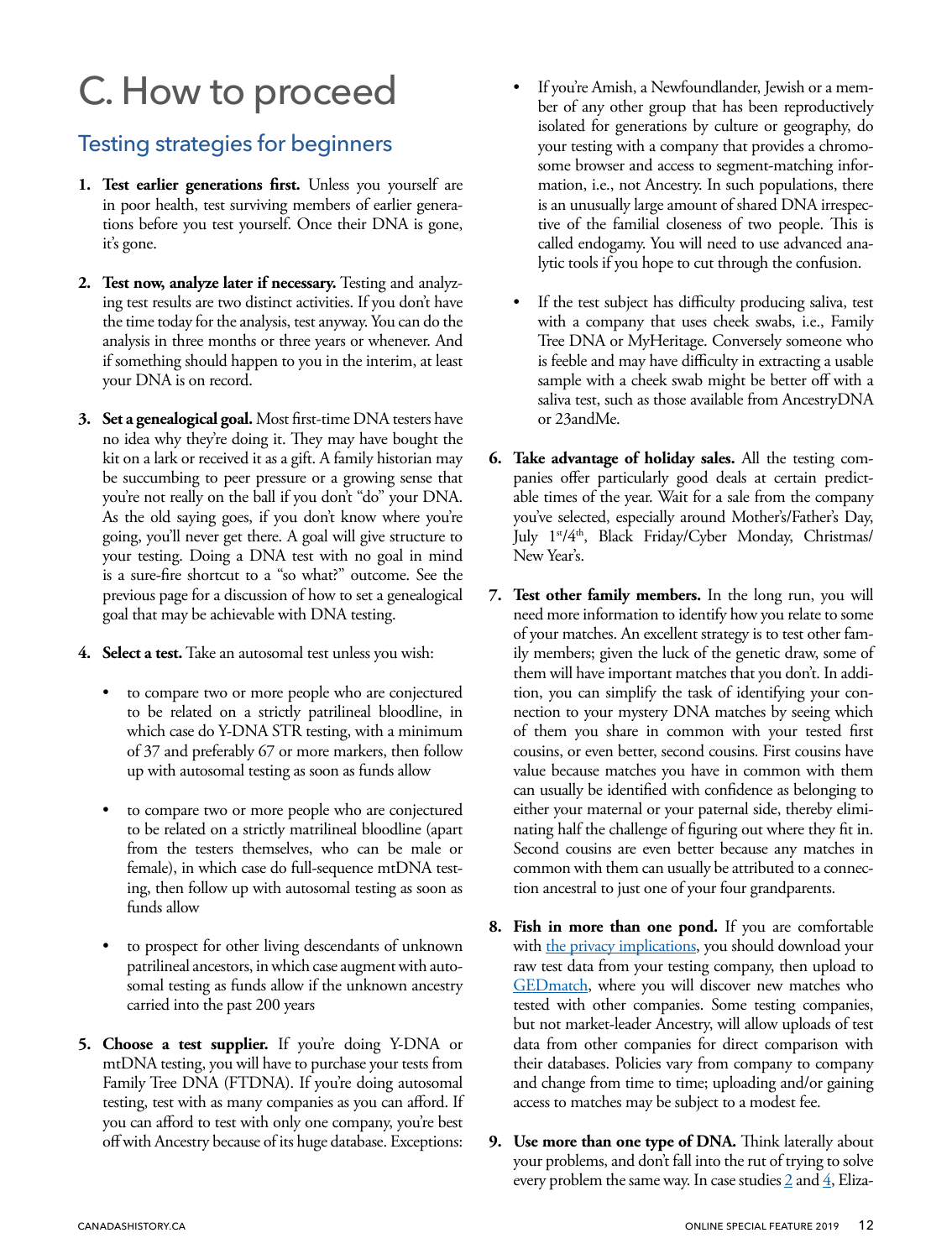# C. How to proceed

## Testing strategies for beginners

1. **Test earlier generations first.** Unless you yourself are in poor health, test surviving members of earlier generations before you test yourself. Once their DNA is gone, it's gone.

2. **Test now, analyze later if necessary.** Testing and analyzing test results are two distinct activities. If you don't have the time today for the analysis, test anyway. You can do the analysis in three months or three years or whenever. And if something should happen to you in the interim, at least your DNA is on record.

3. **Set a genealogical goal.** Most first-time DNA testers have no idea why they're doing it. They may have bought the kit on a lark or received it as a gift. A family historian may be succumbing to peer pressure or a growing sense that you're not really on the ball if you don't "do" your DNA. As the old saying goes, if you don't know where you're going, you'll never get there. A goal will give structure to your testing. Doing a DNA test with no goal in mind is a sure-fire shortcut to a "so what?" outcome. See the previous page for a discussion of how to set a genealogical goal that may be achievable with DNA testing.

4. **Select a test.** Take an autosomal test unless you wish:

   - to compare two or more people who are conjectured to be related on a strictly patrilineal bloodline, in which case do Y-DNA STR testing, with a minimum of 37 and preferably 67 or more markers, then follow up with autosomal testing as soon as funds allow

   - to compare two or more people who are conjectured to be related on a strictly matrilineal bloodline (apart from the testers themselves, who can be male or female), in which case do full-sequence mtDNA testing, then follow up with autosomal testing as soon as funds allow

   - to prospect for other living descendants of unknown patrilineal ancestors, in which case augment with autosomal testing as funds allow if the unknown ancestry carried into the past 200 years

5. **Choose a test supplier.** If you're doing Y-DNA or mtDNA testing, you will have to purchase your tests from Family Tree DNA (FTDNA). If you're doing autosomal testing, test with as many companies as you can afford. If you can afford to test with only one company, you're best off with Ancestry because of its huge database. Exceptions:

   - If you're Amish, a Newfoundlander, Jewish or a member of any other group that has been reproductively isolated for generations by culture or geography, do your testing with a company that provides a chromosome browser and access to segment-matching information, i.e., not Ancestry. In such populations, there is an unusually large amount of shared DNA irrespective of the familial closeness of two people. This is called endogamy. You will need to use advanced analytic tools if you hope to cut through the confusion.

   - If the test subject has difficulty producing saliva, test with a company that uses cheek swabs, i.e., Family Tree DNA or MyHeritage. Conversely someone who is feeble and may have difficulty in extracting a usable sample with a cheek swab might be better off with a saliva test, such as those available from AncestryDNA or 23andMe.

6. **Take advantage of holiday sales.** All the testing companies offer particularly good deals at certain predictable times of the year. Wait for a sale from the company you've selected, especially around Mother's/Father's Day, July 1st/4th, Black Friday/Cyber Monday, Christmas/New Year's.

7. **Test other family members.** In the long run, you will need more information to identify how you relate to some of your matches. An excellent strategy is to test other family members; given the luck of the genetic draw, some of them will have important matches that you don't. In addition, you can simplify the task of identifying your connection to your mystery DNA matches by seeing which of them you share in common with your tested first cousins, or even better, second cousins. First cousins have value because matches you have in common with them can usually be identified with confidence as belonging to either your maternal or your paternal side, thereby eliminating half the challenge of figuring out where they fit in. Second cousins are even better because any matches in common with them can usually be attributed to a connection ancestral to just one of your four grandparents.

8. **Fish in more than one pond.** If you are comfortable with the privacy implications, you should download your raw test data from your testing company, then upload to GEDmatch, where you will discover new matches who tested with other companies. Some testing companies, but not market-leader Ancestry, will allow uploads of test data from other companies for direct comparison with their databases. Policies vary from company to company and change from time to time; uploading and/or gaining access to matches may be subject to a modest fee.

9. **Use more than one type of DNA.** Think laterally about your problems, and don't fall into the rut of trying to solve every problem the same way. In case studies 2 and 4, Eliza-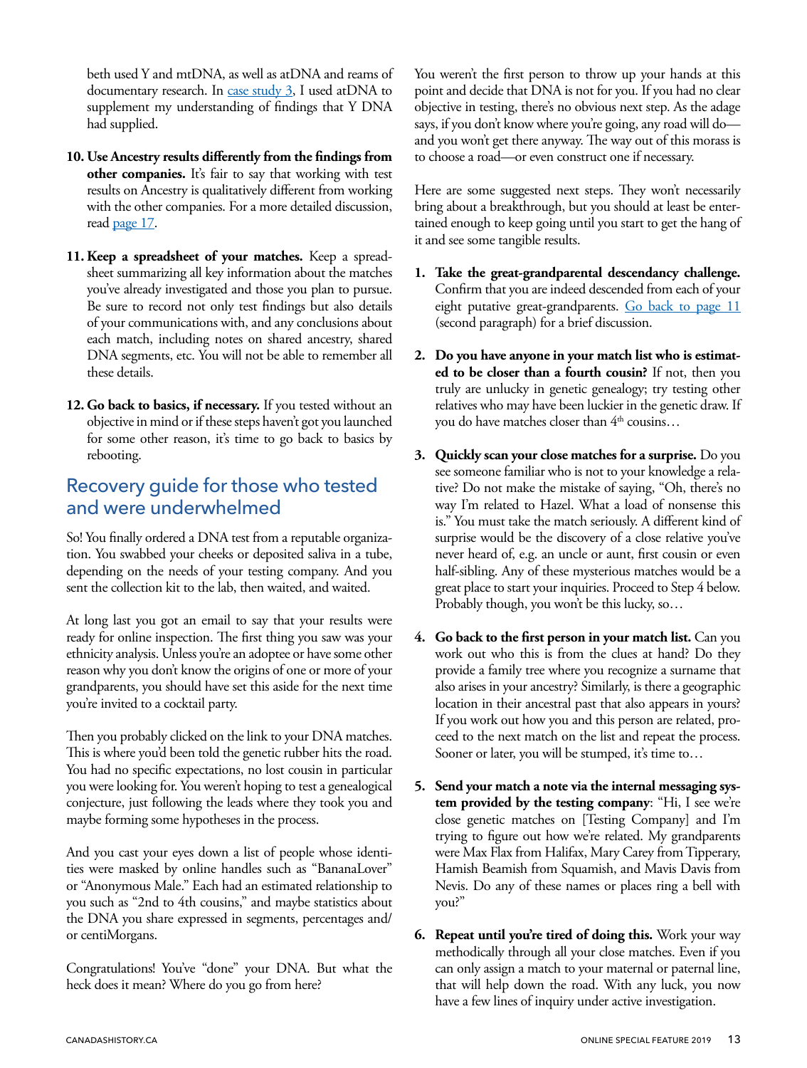beth used Y and mtDNA, as well as atDNA and reams of documentary research. In [case study 3](), I used atDNA to supplement my understanding of findings that Y DNA had supplied.

10. **Use Ancestry results differently from the findings from other companies.** It's fair to say that working with test results on Ancestry is qualitatively different from working with the other companies. For a more detailed discussion, read [page 17]().

11. **Keep a spreadsheet of your matches.** Keep a spreadsheet summarizing all key information about the matches you've already investigated and those you plan to pursue. Be sure to record not only test findings but also details of your communications with, and any conclusions about each match, including notes on shared ancestry, shared DNA segments, etc. You will not be able to remember all these details.

12. **Go back to basics, if necessary.** If you tested without an objective in mind or if these steps haven't got you launched for some other reason, it's time to go back to basics by rebooting.

## Recovery guide for those who tested and were underwhelmed

So! You finally ordered a DNA test from a reputable organization. You swabbed your cheeks or deposited saliva in a tube, depending on the needs of your testing company. And you sent the collection kit to the lab, then waited, and waited.

At long last you got an email to say that your results were ready for online inspection. The first thing you saw was your ethnicity analysis. Unless you're an adoptee or have some other reason why you don't know the origins of one or more of your grandparents, you should have set this aside for the next time you're invited to a cocktail party.

Then you probably clicked on the link to your DNA matches. This is where you'd been told the genetic rubber hits the road. You had no specific expectations, no lost cousin in particular you were looking for. You weren't hoping to test a genealogical conjecture, just following the leads where they took you and maybe forming some hypotheses in the process.

And you cast your eyes down a list of people whose identities were masked by online handles such as "BananaLover" or "Anonymous Male." Each had an estimated relationship to you such as "2nd to 4th cousins," and maybe statistics about the DNA you share expressed in segments, percentages and/or centiMorgans.

Congratulations! You've "done" your DNA. But what the heck does it mean? Where do you go from here?

You weren't the first person to throw up your hands at this point and decide that DNA is not for you. If you had no clear objective in testing, there's no obvious next step. As the adage says, if you don't know where you're going, any road will do—and you won't get there anyway. The way out of this morass is to choose a road—or even construct one if necessary.

Here are some suggested next steps. They won't necessarily bring about a breakthrough, but you should at least be entertained enough to keep going until you start to get the hang of it and see some tangible results.

1. **Take the great-grandparental descendancy challenge.** Confirm that you are indeed descended from each of your eight putative great-grandparents. [Go back to page 11]() (second paragraph) for a brief discussion.

2. **Do you have anyone in your match list who is estimated to be closer than a fourth cousin?** If not, then you truly are unlucky in genetic genealogy; try testing other relatives who may have been luckier in the genetic draw. If you do have matches closer than 4th cousins…

3. **Quickly scan your close matches for a surprise.** Do you see someone familiar who is not to your knowledge a relative? Do not make the mistake of saying, "Oh, there's no way I'm related to Hazel. What a load of nonsense this is." You must take the match seriously. A different kind of surprise would be the discovery of a close relative you've never heard of, e.g. an uncle or aunt, first cousin or even half-sibling. Any of these mysterious matches would be a great place to start your inquiries. Proceed to Step 4 below. Probably though, you won't be this lucky, so…

4. **Go back to the first person in your match list.** Can you work out who this is from the clues at hand? Do they provide a family tree where you recognize a surname that also arises in your ancestry? Similarly, is there a geographic location in their ancestral past that also appears in yours? If you work out how you and this person are related, proceed to the next match on the list and repeat the process. Sooner or later, you will be stumped, it's time to…

5. **Send your match a note via the internal messaging system provided by the testing company**: "Hi, I see we're close genetic matches on [Testing Company] and I'm trying to figure out how we're related. My grandparents were Max Flax from Halifax, Mary Carey from Tipperary, Hamish Beamish from Squamish, and Mavis Davis from Nevis. Do any of these names or places ring a bell with you?"

6. **Repeat until you're tired of doing this.** Work your way methodically through all your close matches. Even if you can only assign a match to your maternal or paternal line, that will help down the road. With any luck, you now have a few lines of inquiry under active investigation.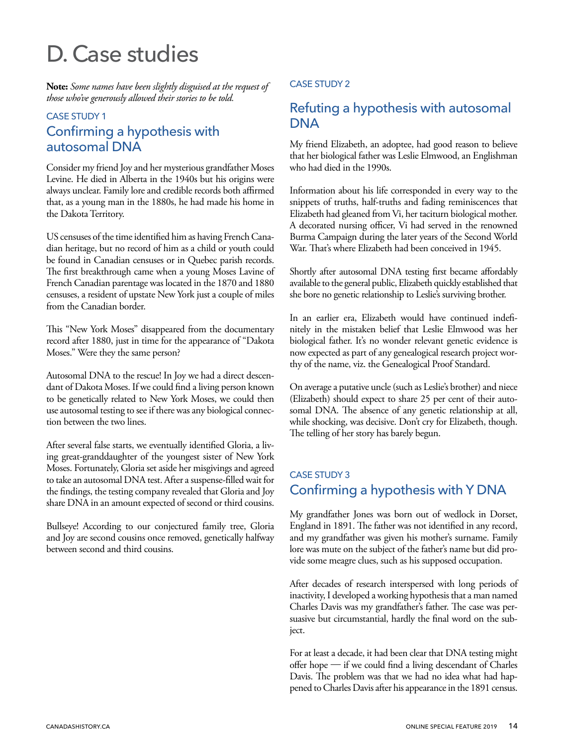# D. Case studies

**Note:** *Some names have been slightly disguised at the request of those who've generously allowed their stories to be told.*

CASE STUDY 1

## Confirming a hypothesis with autosomal DNA

Consider my friend Joy and her mysterious grandfather Moses Levine. He died in Alberta in the 1940s but his origins were always unclear. Family lore and credible records both affirmed that, as a young man in the 1880s, he had made his home in the Dakota Territory.

US censuses of the time identified him as having French Canadian heritage, but no record of him as a child or youth could be found in Canadian censuses or in Quebec parish records. The first breakthrough came when a young Moses Lavine of French Canadian parentage was located in the 1870 and 1880 censuses, a resident of upstate New York just a couple of miles from the Canadian border.

This "New York Moses" disappeared from the documentary record after 1880, just in time for the appearance of "Dakota Moses." Were they the same person?

Autosomal DNA to the rescue! In Joy we had a direct descendant of Dakota Moses. If we could find a living person known to be genetically related to New York Moses, we could then use autosomal testing to see if there was any biological connection between the two lines.

After several false starts, we eventually identified Gloria, a living great-granddaughter of the youngest sister of New York Moses. Fortunately, Gloria set aside her misgivings and agreed to take an autosomal DNA test. After a suspense-filled wait for the findings, the testing company revealed that Gloria and Joy share DNA in an amount expected of second or third cousins.

Bullseye! According to our conjectured family tree, Gloria and Joy are second cousins once removed, genetically halfway between second and third cousins.

CASE STUDY 2

## Refuting a hypothesis with autosomal DNA

My friend Elizabeth, an adoptee, had good reason to believe that her biological father was Leslie Elmwood, an Englishman who had died in the 1990s.

Information about his life corresponded in every way to the snippets of truths, half-truths and fading reminiscences that Elizabeth had gleaned from Vi, her taciturn biological mother. A decorated nursing officer, Vi had served in the renowned Burma Campaign during the later years of the Second World War. That's where Elizabeth had been conceived in 1945.

Shortly after autosomal DNA testing first became affordably available to the general public, Elizabeth quickly established that she bore no genetic relationship to Leslie's surviving brother.

In an earlier era, Elizabeth would have continued indefinitely in the mistaken belief that Leslie Elmwood was her biological father. It's no wonder relevant genetic evidence is now expected as part of any genealogical research project worthy of the name, viz. the Genealogical Proof Standard.

On average a putative uncle (such as Leslie's brother) and niece (Elizabeth) should expect to share 25 per cent of their autosomal DNA. The absence of any genetic relationship at all, while shocking, was decisive. Don't cry for Elizabeth, though. The telling of her story has barely begun.

CASE STUDY 3

## Confirming a hypothesis with Y DNA

My grandfather Jones was born out of wedlock in Dorset, England in 1891. The father was not identified in any record, and my grandfather was given his mother's surname. Family lore was mute on the subject of the father's name but did provide some meagre clues, such as his supposed occupation.

After decades of research interspersed with long periods of inactivity, I developed a working hypothesis that a man named Charles Davis was my grandfather's father. The case was persuasive but circumstantial, hardly the final word on the subject.

For at least a decade, it had been clear that DNA testing might offer hope — if we could find a living descendant of Charles Davis. The problem was that we had no idea what had happened to Charles Davis after his appearance in the 1891 census.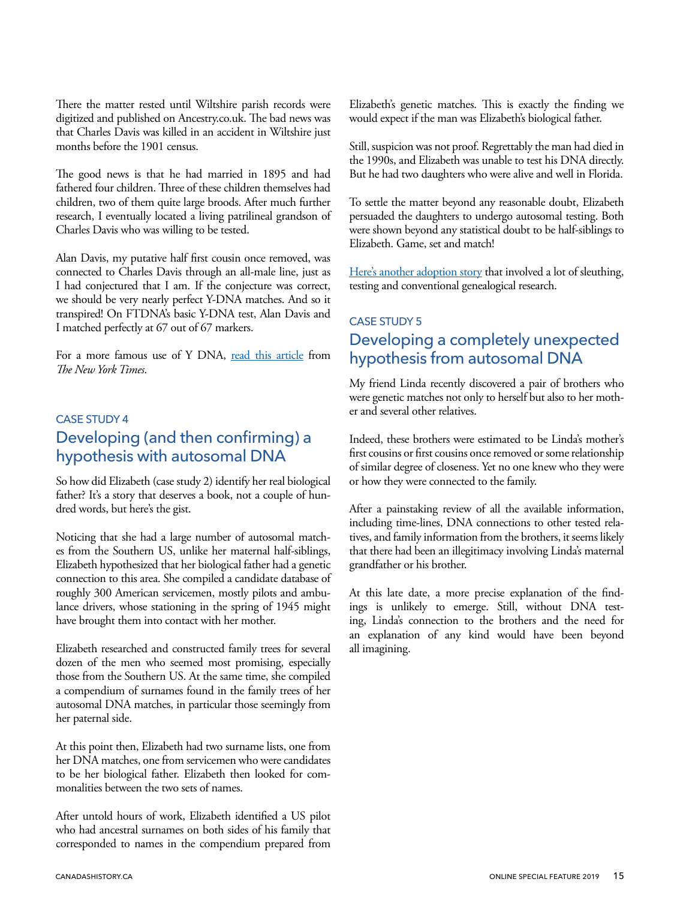There the matter rested until Wiltshire parish records were digitized and published on Ancestry.co.uk. The bad news was that Charles Davis was killed in an accident in Wiltshire just months before the 1901 census.

The good news is that he had married in 1895 and had fathered four children. Three of these children themselves had children, two of them quite large broods. After much further research, I eventually located a living patrilineal grandson of Charles Davis who was willing to be tested.

Alan Davis, my putative half first cousin once removed, was connected to Charles Davis through an all-male line, just as I had conjectured that I am. If the conjecture was correct, we should be very nearly perfect Y-DNA matches. And so it transpired! On FTDNA's basic Y-DNA test, Alan Davis and I matched perfectly at 67 out of 67 markers.

For a more famous use of Y DNA, read this article from *The New York Times*.

### CASE STUDY 4

## Developing (and then confirming) a hypothesis with autosomal DNA

So how did Elizabeth (case study 2) identify her real biological father? It's a story that deserves a book, not a couple of hundred words, but here's the gist.

Noticing that she had a large number of autosomal matches from the Southern US, unlike her maternal half-siblings, Elizabeth hypothesized that her biological father had a genetic connection to this area. She compiled a candidate database of roughly 300 American servicemen, mostly pilots and ambulance drivers, whose stationing in the spring of 1945 might have brought them into contact with her mother.

Elizabeth researched and constructed family trees for several dozen of the men who seemed most promising, especially those from the Southern US. At the same time, she compiled a compendium of surnames found in the family trees of her autosomal DNA matches, in particular those seemingly from her paternal side.

At this point then, Elizabeth had two surname lists, one from her DNA matches, one from servicemen who were candidates to be her biological father. Elizabeth then looked for commonalities between the two sets of names.

After untold hours of work, Elizabeth identified a US pilot who had ancestral surnames on both sides of his family that corresponded to names in the compendium prepared from Elizabeth's genetic matches. This is exactly the finding we would expect if the man was Elizabeth's biological father.

Still, suspicion was not proof. Regrettably the man had died in the 1990s, and Elizabeth was unable to test his DNA directly. But he had two daughters who were alive and well in Florida.

To settle the matter beyond any reasonable doubt, Elizabeth persuaded the daughters to undergo autosomal testing. Both were shown beyond any statistical doubt to be half-siblings to Elizabeth. Game, set and match!

Here's another adoption story that involved a lot of sleuthing, testing and conventional genealogical research.

### CASE STUDY 5

## Developing a completely unexpected hypothesis from autosomal DNA

My friend Linda recently discovered a pair of brothers who were genetic matches not only to herself but also to her mother and several other relatives.

Indeed, these brothers were estimated to be Linda's mother's first cousins or first cousins once removed or some relationship of similar degree of closeness. Yet no one knew who they were or how they were connected to the family.

After a painstaking review of all the available information, including time-lines, DNA connections to other tested relatives, and family information from the brothers, it seems likely that there had been an illegitimacy involving Linda's maternal grandfather or his brother.

At this late date, a more precise explanation of the findings is unlikely to emerge. Still, without DNA testing, Linda's connection to the brothers and the need for an explanation of any kind would have been beyond all imagining.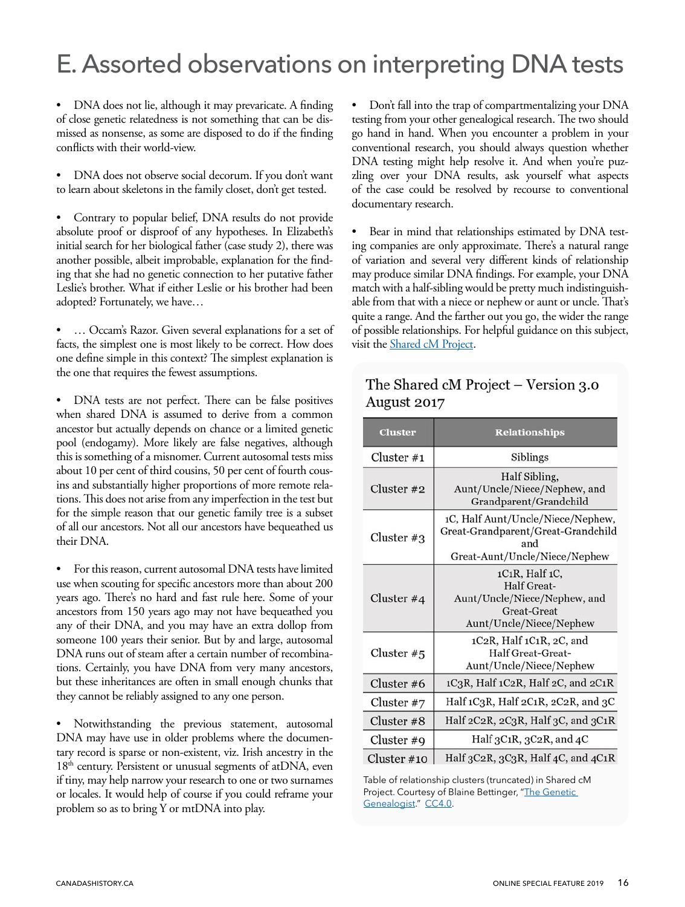# E. Assorted observations on interpreting DNA tests

- DNA does not lie, although it may prevaricate. A finding of close genetic relatedness is not something that can be dismissed as nonsense, as some are disposed to do if the finding conflicts with their world-view.

- DNA does not observe social decorum. If you don't want to learn about skeletons in the family closet, don't get tested.

- Contrary to popular belief, DNA results do not provide absolute proof or disproof of any hypotheses. In Elizabeth's initial search for her biological father (case study 2), there was another possible, albeit improbable, explanation for the finding that she had no genetic connection to her putative father Leslie's brother. What if either Leslie or his brother had been adopted? Fortunately, we have…

- … Occam's Razor. Given several explanations for a set of facts, the simplest one is most likely to be correct. How does one define simple in this context? The simplest explanation is the one that requires the fewest assumptions.

- DNA tests are not perfect. There can be false positives when shared DNA is assumed to derive from a common ancestor but actually depends on chance or a limited genetic pool (endogamy). More likely are false negatives, although this is something of a misnomer. Current autosomal tests miss about 10 per cent of third cousins, 50 per cent of fourth cousins and substantially higher proportions of more remote relations. This does not arise from any imperfection in the test but for the simple reason that our genetic family tree is a subset of all our ancestors. Not all our ancestors have bequeathed us their DNA.

- For this reason, current autosomal DNA tests have limited use when scouting for specific ancestors more than about 200 years ago. There's no hard and fast rule here. Some of your ancestors from 150 years ago may not have bequeathed you any of their DNA, and you may have an extra dollop from someone 100 years their senior. But by and large, autosomal DNA runs out of steam after a certain number of recombinations. Certainly, you have DNA from very many ancestors, but these inheritances are often in small enough chunks that they cannot be reliably assigned to any one person.

- Notwithstanding the previous statement, autosomal DNA may have use in older problems where the documentary record is sparse or non-existent, viz. Irish ancestry in the 18th century. Persistent or unusual segments of atDNA, even if tiny, may help narrow your research to one or two surnames or locales. It would help of course if you could reframe your problem so as to bring Y or mtDNA into play.

- Don't fall into the trap of compartmentalizing your DNA testing from your other genealogical research. The two should go hand in hand. When you encounter a problem in your conventional research, you should always question whether DNA testing might help resolve it. And when you're puzzling over your DNA results, ask yourself what aspects of the case could be resolved by recourse to conventional documentary research.

- Bear in mind that relationships estimated by DNA testing companies are only approximate. There's a natural range of variation and several very different kinds of relationship may produce similar DNA findings. For example, your DNA match with a half-sibling would be pretty much indistinguishable from that with a niece or nephew or aunt or uncle. That's quite a range. And the farther out you go, the wider the range of possible relationships. For helpful guidance on this subject, visit the [Shared cM Project](#).

**The Shared cM Project – Version 3.0**
**August 2017**

| Cluster | Relationships |
|---|---|
| Cluster #1 | Siblings |
| Cluster #2 | Half Sibling, Aunt/Uncle/Niece/Nephew, and Grandparent/Grandchild |
| Cluster #3 | 1C, Half Aunt/Uncle/Niece/Nephew, Great-Grandparent/Great-Grandchild and Great-Aunt/Uncle/Niece/Nephew |
| Cluster #4 | 1C1R, Half 1C, Half Great-Aunt/Uncle/Niece/Nephew, and Great-Great Aunt/Uncle/Niece/Nephew |
| Cluster #5 | 1C2R, Half 1C1R, 2C, and Half Great-Great-Aunt/Uncle/Niece/Nephew |
| Cluster #6 | 1C3R, Half 1C2R, Half 2C, and 2C1R |
| Cluster #7 | Half 1C3R, Half 2C1R, 2C2R, and 3C |
| Cluster #8 | Half 2C2R, 2C3R, Half 3C, and 3C1R |
| Cluster #9 | Half 3C1R, 3C2R, and 4C |
| Cluster #10 | Half 3C2R, 3C3R, Half 4C, and 4C1R |

Table of relationship clusters (truncated) in Shared cM Project. Courtesy of Blaine Bettinger, "[The Genetic Genealogist](#)." [CC4.0](#).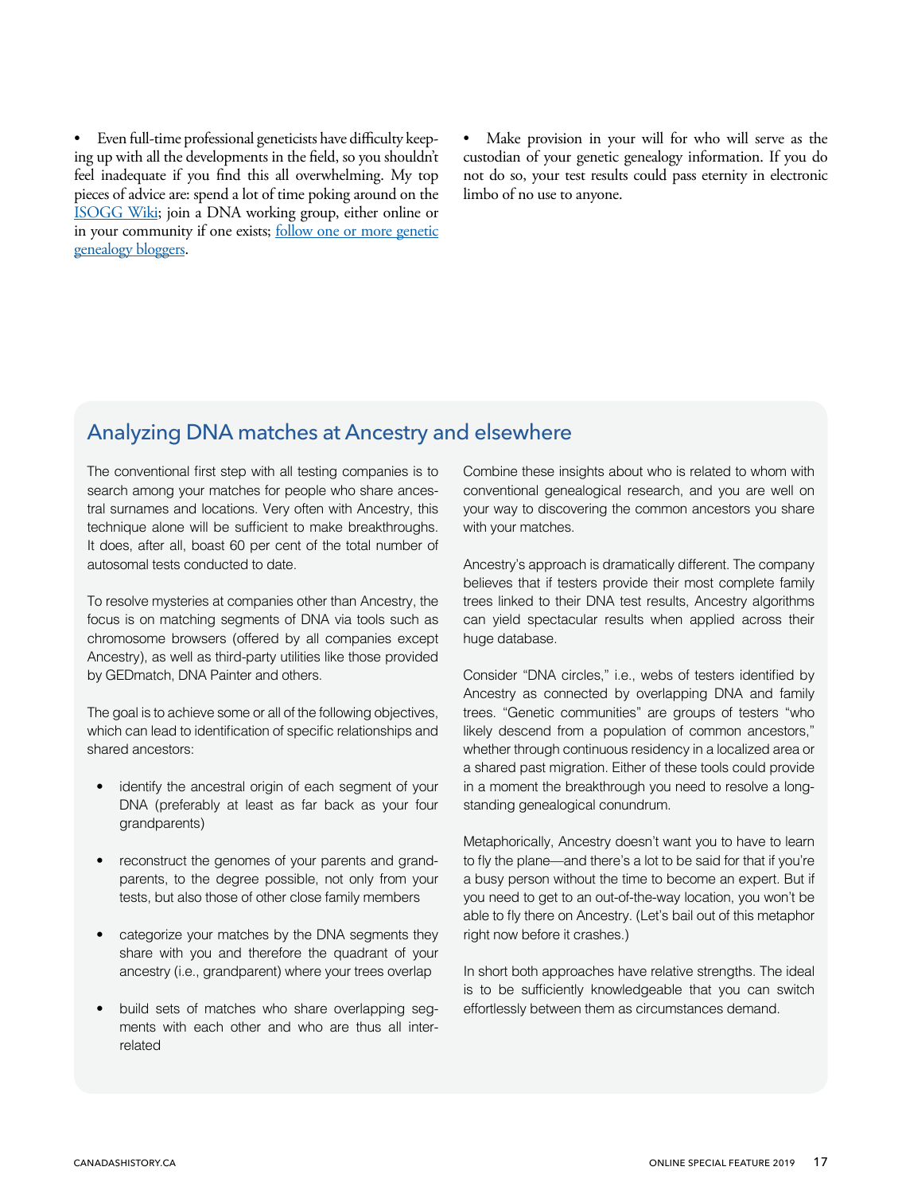- Even full-time professional geneticists have difficulty keeping up with all the developments in the field, so you shouldn't feel inadequate if you find this all overwhelming. My top pieces of advice are: spend a lot of time poking around on the [ISOGG Wiki](); join a DNA working group, either online or in your community if one exists; [follow one or more genetic genealogy bloggers]().

- Make provision in your will for who will serve as the custodian of your genetic genealogy information. If you do not do so, your test results could pass eternity in electronic limbo of no use to anyone.

## Analyzing DNA matches at Ancestry and elsewhere

The conventional first step with all testing companies is to search among your matches for people who share ancestral surnames and locations. Very often with Ancestry, this technique alone will be sufficient to make breakthroughs. It does, after all, boast 60 per cent of the total number of autosomal tests conducted to date.

To resolve mysteries at companies other than Ancestry, the focus is on matching segments of DNA via tools such as chromosome browsers (offered by all companies except Ancestry), as well as third-party utilities like those provided by GEDmatch, DNA Painter and others.

The goal is to achieve some or all of the following objectives, which can lead to identification of specific relationships and shared ancestors:

- identify the ancestral origin of each segment of your DNA (preferably at least as far back as your four grandparents)
- reconstruct the genomes of your parents and grandparents, to the degree possible, not only from your tests, but also those of other close family members
- categorize your matches by the DNA segments they share with you and therefore the quadrant of your ancestry (i.e., grandparent) where your trees overlap
- build sets of matches who share overlapping segments with each other and who are thus all interrelated

Combine these insights about who is related to whom with conventional genealogical research, and you are well on your way to discovering the common ancestors you share with your matches.

Ancestry's approach is dramatically different. The company believes that if testers provide their most complete family trees linked to their DNA test results, Ancestry algorithms can yield spectacular results when applied across their huge database.

Consider "DNA circles," i.e., webs of testers identified by Ancestry as connected by overlapping DNA and family trees. "Genetic communities" are groups of testers "who likely descend from a population of common ancestors," whether through continuous residency in a localized area or a shared past migration. Either of these tools could provide in a moment the breakthrough you need to resolve a longstanding genealogical conundrum.

Metaphorically, Ancestry doesn't want you to have to learn to fly the plane—and there's a lot to be said for that if you're a busy person without the time to become an expert. But if you need to get to an out-of-the-way location, you won't be able to fly there on Ancestry. (Let's bail out of this metaphor right now before it crashes.)

In short both approaches have relative strengths. The ideal is to be sufficiently knowledgeable that you can switch effortlessly between them as circumstances demand.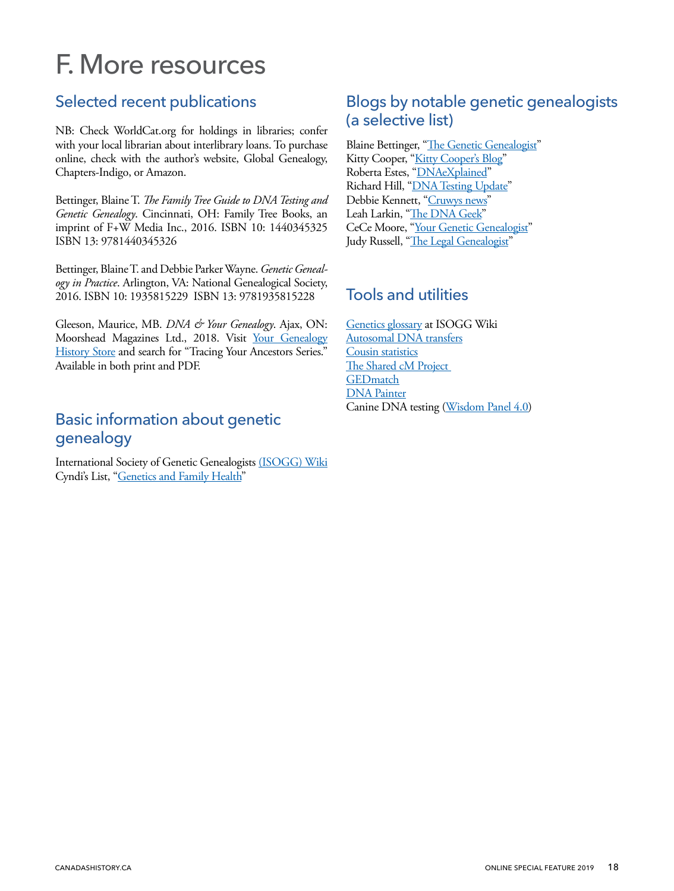# F. More resources

## Selected recent publications

NB: Check WorldCat.org for holdings in libraries; confer with your local librarian about interlibrary loans. To purchase online, check with the author's website, Global Genealogy, Chapters-Indigo, or Amazon.

Bettinger, Blaine T. *The Family Tree Guide to DNA Testing and Genetic Genealogy*. Cincinnati, OH: Family Tree Books, an imprint of F+W Media Inc., 2016. ISBN 10: 1440345325 ISBN 13: 9781440345326

Bettinger, Blaine T. and Debbie Parker Wayne. *Genetic Genealogy in Practice*. Arlington, VA: National Genealogical Society, 2016. ISBN 10: 1935815229 ISBN 13: 9781935815228

Gleeson, Maurice, MB. *DNA & Your Genealogy*. Ajax, ON: Moorshead Magazines Ltd., 2018. Visit Your Genealogy History Store and search for "Tracing Your Ancestors Series." Available in both print and PDF.

## Basic information about genetic genealogy

International Society of Genetic Genealogists (ISOGG) Wiki
Cyndi's List, "Genetics and Family Health"

## Blogs by notable genetic genealogists (a selective list)

Blaine Bettinger, "The Genetic Genealogist"
Kitty Cooper, "Kitty Cooper's Blog"
Roberta Estes, "DNAeXplained"
Richard Hill, "DNA Testing Update"
Debbie Kennett, "Cruwys news"
Leah Larkin, "The DNA Geek"
CeCe Moore, "Your Genetic Genealogist"
Judy Russell, "The Legal Genealogist"

## Tools and utilities

Genetics glossary at ISOGG Wiki
Autosomal DNA transfers
Cousin statistics
The Shared cM Project
GEDmatch
DNA Painter
Canine DNA testing (Wisdom Panel 4.0)